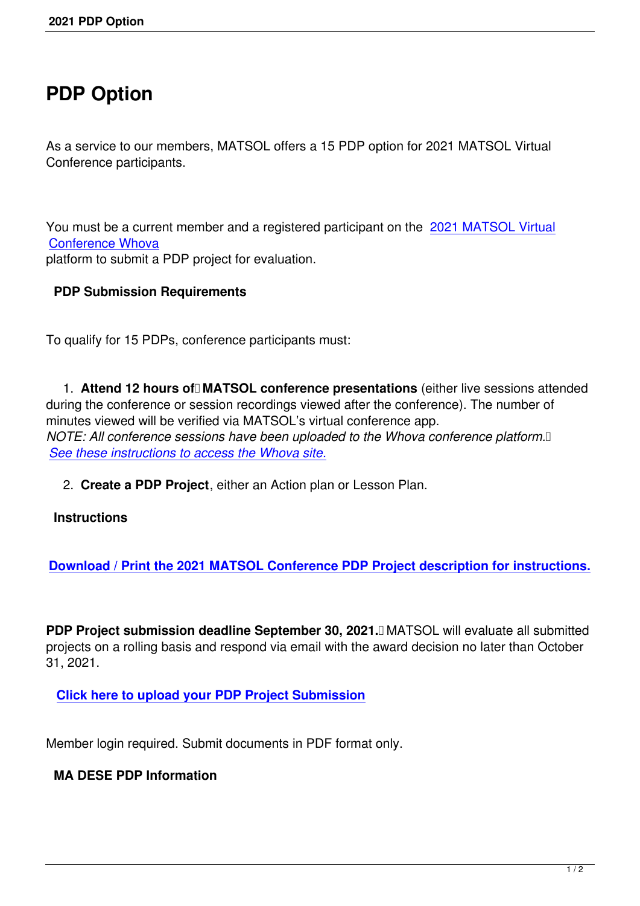# PDP Option

As a service to our members, MATSOL offers a 15 PDP option for 2021 MATSOL Virtual Conference participants.

You must be a current member and a registered participant on the 2021 MATSOL Virtual Conference Whova platform to submit a PDP project for evaluation.

### PDP Submission Requirements

To qualify for 15 PDPs, conference participants must:

1. **Attend 12 hours of MATSOL conference presentations** (either live sessions attended during the conference or session recordings viewed after the conference). The number of minutes viewed will be verified via MATSOL's virtual conference app.
*NOTE: All conference sessions have been uploaded to the Whova conference platform.* *See these instructions to access the Whova site.*

2. **Create a PDP Project**, either an Action plan or Lesson Plan.

### Instructions

**Download / Print the 2021 MATSOL Conference PDP Project description for instructions.**

**PDP Project submission deadline September 30, 2021.** MATSOL will evaluate all submitted projects on a rolling basis and respond via email with the award decision no later than October 31, 2021.

**Click here to upload your PDP Project Submission**

Member login required. Submit documents in PDF format only.

### MA DESE PDP Information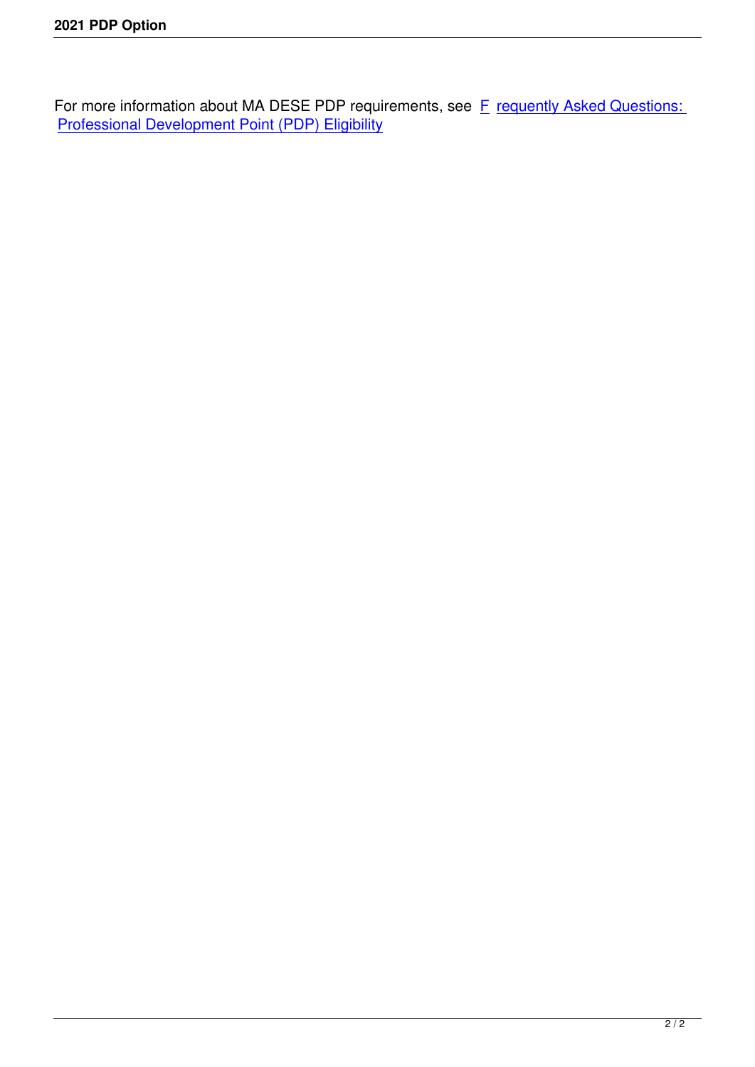For more information about MA DESE PDP requirements, see Frequently Asked Questions: Professional Development Point (PDP) Eligibility